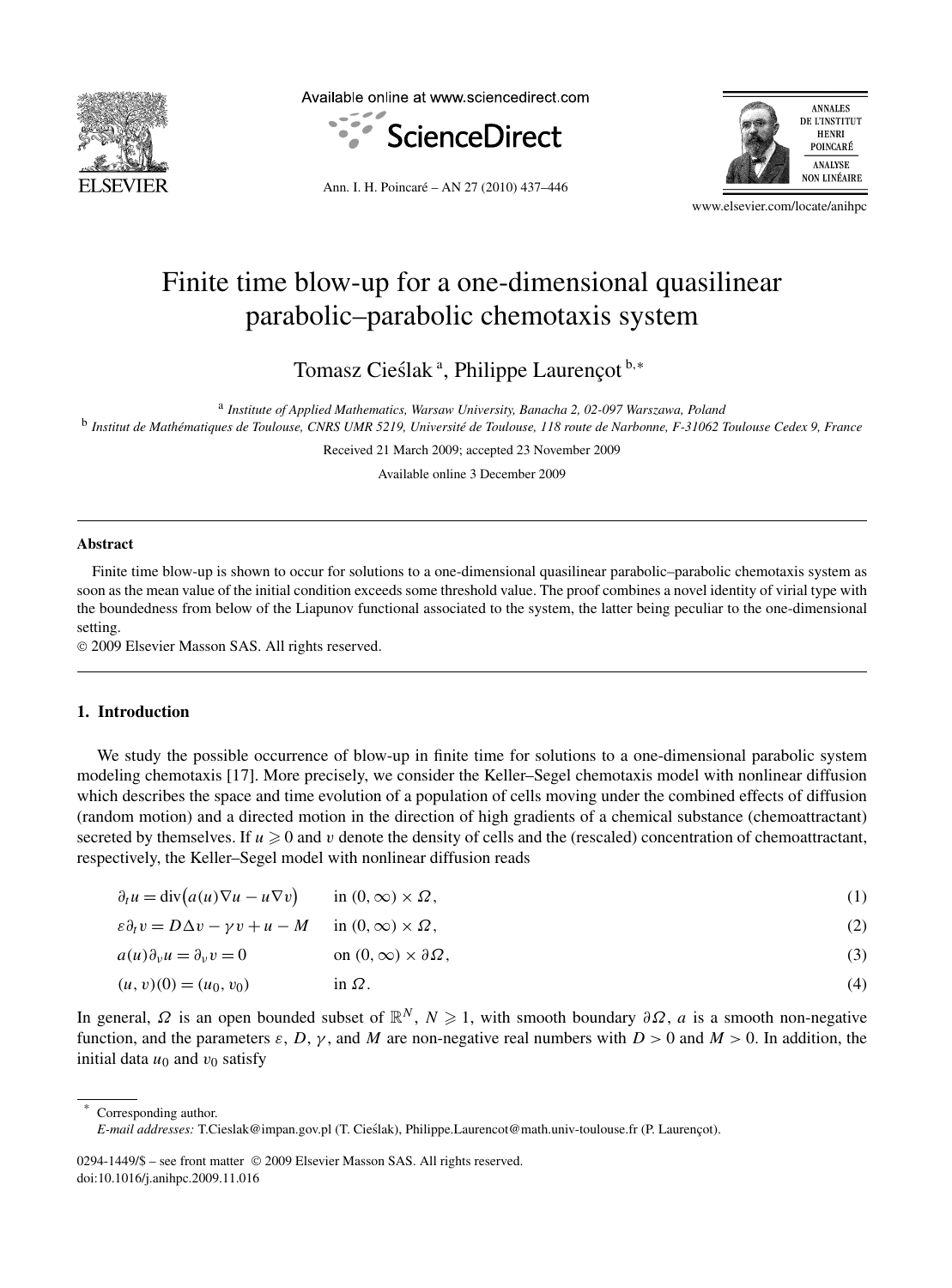# Finite time blow-up for a one-dimensional quasilinear parabolic–parabolic chemotaxis system

Tomasz Cieślak [a], Philippe Laurençot [b,*]

[a] *Institute of Applied Mathematics, Warsaw University, Banacha 2, 02-097 Warszawa, Poland*

[b] *Institut de Mathématiques de Toulouse, CNRS UMR 5219, Université de Toulouse, 118 route de Narbonne, F-31062 Toulouse Cedex 9, France*

Received 21 March 2009; accepted 23 November 2009

Available online 3 December 2009

## Abstract

Finite time blow-up is shown to occur for solutions to a one-dimensional quasilinear parabolic–parabolic chemotaxis system as soon as the mean value of the initial condition exceeds some threshold value. The proof combines a novel identity of virial type with the boundedness from below of the Liapunov functional associated to the system, the latter being peculiar to the one-dimensional setting.

© 2009 Elsevier Masson SAS. All rights reserved.

## 1. Introduction

We study the possible occurrence of blow-up in finite time for solutions to a one-dimensional parabolic system modeling chemotaxis [17]. More precisely, we consider the Keller–Segel chemotaxis model with nonlinear diffusion which describes the space and time evolution of a population of cells moving under the combined effects of diffusion (random motion) and a directed motion in the direction of high gradients of a chemical substance (chemoattractant) secreted by themselves. If $u \geqslant 0$ and $v$ denote the density of cells and the (rescaled) concentration of chemoattractant, respectively, the Keller–Segel model with nonlinear diffusion reads

$$\partial_t u = \operatorname{div}\big(a(u)\nabla u - u\nabla v\big) \qquad \text{in } (0,\infty)\times\Omega, \tag{1}$$

$$\varepsilon\partial_t v = D\Delta v - \gamma v + u - M \qquad \text{in } (0,\infty)\times\Omega, \tag{2}$$

$$a(u)\partial_\nu u = \partial_\nu v = 0 \qquad \text{on } (0,\infty)\times\partial\Omega, \tag{3}$$

$$(u,v)(0) = (u_0, v_0) \qquad \text{in } \Omega. \tag{4}$$

In general, $\Omega$ is an open bounded subset of $\mathbb{R}^N$, $N \geqslant 1$, with smooth boundary $\partial\Omega$, $a$ is a smooth non-negative function, and the parameters $\varepsilon$, $D$, $\gamma$, and $M$ are non-negative real numbers with $D > 0$ and $M > 0$. In addition, the initial data $u_0$ and $v_0$ satisfy

\* Corresponding author.
*E-mail addresses:* T.Cieslak@impan.gov.pl (T. Cieślak), Philippe.Laurencot@math.univ-toulouse.fr (P. Laurençot).

0294-1449/$ – see front matter © 2009 Elsevier Masson SAS. All rights reserved.
doi:10.1016/j.anihpc.2009.11.016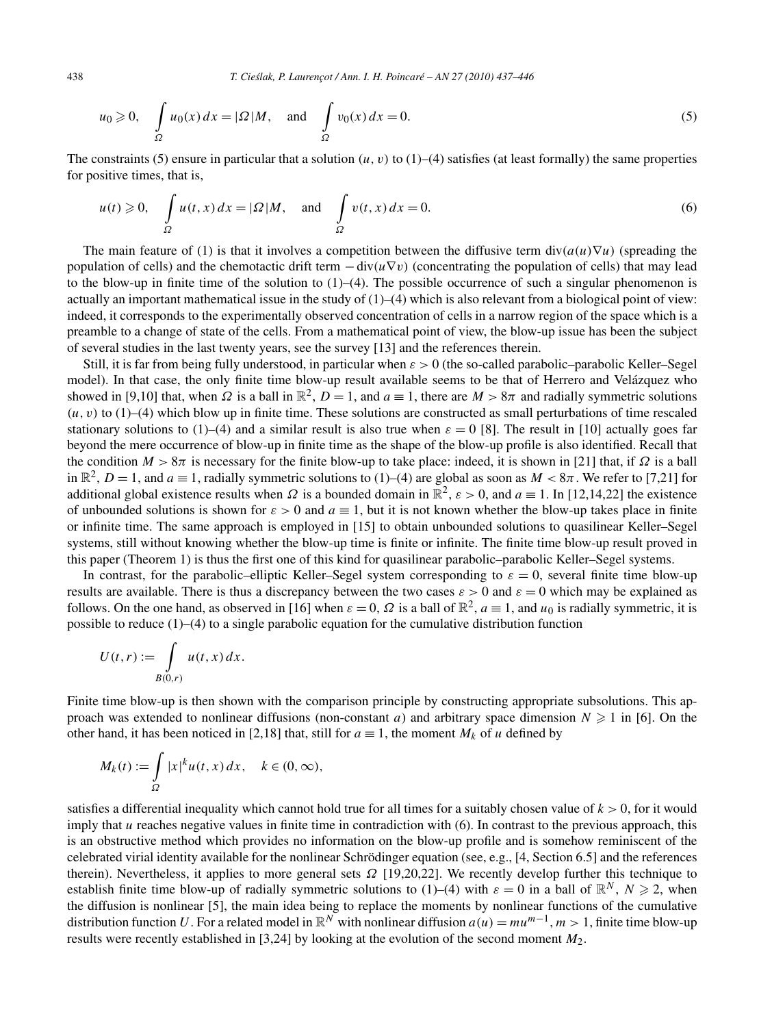$$u_0 \geqslant 0, \quad \int_\Omega u_0(x)\,dx = |\Omega| M, \quad \text{and} \quad \int_\Omega v_0(x)\,dx = 0. \tag{5}$$

The constraints (5) ensure in particular that a solution $(u, v)$ to (1)–(4) satisfies (at least formally) the same properties for positive times, that is,

$$u(t) \geqslant 0, \quad \int_\Omega u(t,x)\,dx = |\Omega| M, \quad \text{and} \quad \int_\Omega v(t,x)\,dx = 0. \tag{6}$$

The main feature of (1) is that it involves a competition between the diffusive term $\operatorname{div}(a(u)\nabla u)$ (spreading the population of cells) and the chemotactic drift term $-\operatorname{div}(u\nabla v)$ (concentrating the population of cells) that may lead to the blow-up in finite time of the solution to (1)–(4). The possible occurrence of such a singular phenomenon is actually an important mathematical issue in the study of (1)–(4) which is also relevant from a biological point of view: indeed, it corresponds to the experimentally observed concentration of cells in a narrow region of the space which is a preamble to a change of state of the cells. From a mathematical point of view, the blow-up issue has been the subject of several studies in the last twenty years, see the survey [13] and the references therein.

Still, it is far from being fully understood, in particular when $\varepsilon > 0$ (the so-called parabolic–parabolic Keller–Segel model). In that case, the only finite time blow-up result available seems to be that of Herrero and Velázquez who showed in [9,10] that, when $\Omega$ is a ball in $\mathbb{R}^2$, $D = 1$, and $a \equiv 1$, there are $M > 8\pi$ and radially symmetric solutions $(u, v)$ to (1)–(4) which blow up in finite time. These solutions are constructed as small perturbations of time rescaled stationary solutions to (1)–(4) and a similar result is also true when $\varepsilon = 0$ [8]. The result in [10] actually goes far beyond the mere occurrence of blow-up in finite time as the shape of the blow-up profile is also identified. Recall that the condition $M > 8\pi$ is necessary for the finite blow-up to take place: indeed, it is shown in [21] that, if $\Omega$ is a ball in $\mathbb{R}^2$, $D = 1$, and $a \equiv 1$, radially symmetric solutions to (1)–(4) are global as soon as $M < 8\pi$. We refer to [7,21] for additional global existence results when $\Omega$ is a bounded domain in $\mathbb{R}^2$, $\varepsilon > 0$, and $a \equiv 1$. In [12,14,22] the existence of unbounded solutions is shown for $\varepsilon > 0$ and $a \equiv 1$, but it is not known whether the blow-up takes place in finite or infinite time. The same approach is employed in [15] to obtain unbounded solutions to quasilinear Keller–Segel systems, still without knowing whether the blow-up time is finite or infinite. The finite time blow-up result proved in this paper (Theorem 1) is thus the first one of this kind for quasilinear parabolic–parabolic Keller–Segel systems.

In contrast, for the parabolic–elliptic Keller–Segel system corresponding to $\varepsilon = 0$, several finite time blow-up results are available. There is thus a discrepancy between the two cases $\varepsilon > 0$ and $\varepsilon = 0$ which may be explained as follows. On the one hand, as observed in [16] when $\varepsilon = 0$, $\Omega$ is a ball of $\mathbb{R}^2$, $a \equiv 1$, and $u_0$ is radially symmetric, it is possible to reduce (1)–(4) to a single parabolic equation for the cumulative distribution function

$$U(t,r) := \int_{B(0,r)} u(t,x)\,dx.$$

Finite time blow-up is then shown with the comparison principle by constructing appropriate subsolutions. This approach was extended to nonlinear diffusions (non-constant $a$) and arbitrary space dimension $N \geqslant 1$ in [6]. On the other hand, it has been noticed in [2,18] that, still for $a \equiv 1$, the moment $M_k$ of $u$ defined by

$$M_k(t) := \int_\Omega |x|^k u(t,x)\,dx, \quad k \in (0,\infty),$$

satisfies a differential inequality which cannot hold true for all times for a suitably chosen value of $k > 0$, for it would imply that $u$ reaches negative values in finite time in contradiction with (6). In contrast to the previous approach, this is an obstructive method which provides no information on the blow-up profile and is somehow reminiscent of the celebrated virial identity available for the nonlinear Schrödinger equation (see, e.g., [4, Section 6.5] and the references therein). Nevertheless, it applies to more general sets $\Omega$ [19,20,22]. We recently develop further this technique to establish finite time blow-up of radially symmetric solutions to (1)–(4) with $\varepsilon = 0$ in a ball of $\mathbb{R}^N$, $N \geqslant 2$, when the diffusion is nonlinear [5], the main idea being to replace the moments by nonlinear functions of the cumulative distribution function $U$. For a related model in $\mathbb{R}^N$ with nonlinear diffusion $a(u) = mu^{m-1}$, $m > 1$, finite time blow-up results were recently established in [3,24] by looking at the evolution of the second moment $M_2$.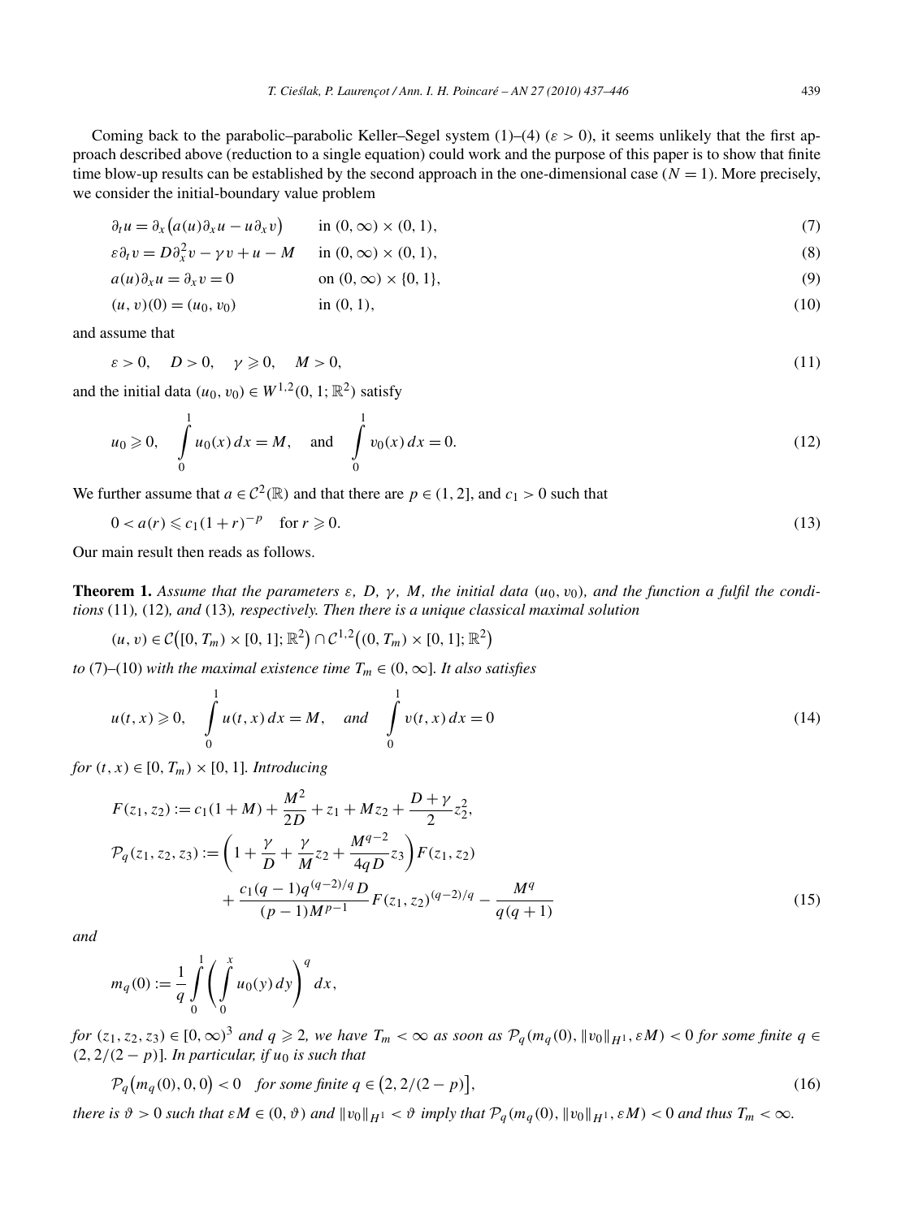Coming back to the parabolic–parabolic Keller–Segel system (1)–(4) ($\varepsilon > 0$), it seems unlikely that the first approach described above (reduction to a single equation) could work and the purpose of this paper is to show that finite time blow-up results can be established by the second approach in the one-dimensional case ($N = 1$). More precisely, we consider the initial-boundary value problem

$$\partial_t u = \partial_x \big(a(u)\partial_x u - u\partial_x v\big) \qquad \text{in } (0,\infty)\times(0,1), \tag{7}$$

$$\varepsilon\partial_t v = D\partial_x^2 v - \gamma v + u - M \qquad \text{in } (0,\infty)\times(0,1), \tag{8}$$

$$a(u)\partial_x u = \partial_x v = 0 \qquad \text{on } (0,\infty)\times\{0,1\}, \tag{9}$$

$$(u,v)(0) = (u_0,v_0) \qquad \text{in } (0,1), \tag{10}$$

and assume that

$$\varepsilon > 0, \quad D > 0, \quad \gamma \geqslant 0, \quad M > 0, \tag{11}$$

and the initial data $(u_0, v_0) \in W^{1,2}(0,1;\mathbb{R}^2)$ satisfy

$$u_0 \geqslant 0, \quad \int_0^1 u_0(x)\,dx = M, \quad \text{and} \quad \int_0^1 v_0(x)\,dx = 0. \tag{12}$$

We further assume that $a \in \mathcal{C}^2(\mathbb{R})$ and that there are $p \in (1,2]$, and $c_1 > 0$ such that

$$0 < a(r) \leqslant c_1(1+r)^{-p} \quad \text{for } r \geqslant 0. \tag{13}$$

Our main result then reads as follows.

**Theorem 1.** *Assume that the parameters $\varepsilon$, $D$, $\gamma$, $M$, the initial data $(u_0, v_0)$, and the function $a$ fulfil the conditions* (11), (12), *and* (13)*, respectively. Then there is a unique classical maximal solution*

$$(u,v) \in \mathcal{C}\big([0,T_m)\times[0,1];\mathbb{R}^2\big) \cap \mathcal{C}^{1,2}\big((0,T_m)\times[0,1];\mathbb{R}^2\big)$$

*to* (7)–(10) *with the maximal existence time $T_m \in (0,\infty]$. It also satisfies*

$$u(t,x) \geqslant 0, \quad \int_0^1 u(t,x)\,dx = M, \quad \text{and} \quad \int_0^1 v(t,x)\,dx = 0 \tag{14}$$

*for $(t,x) \in [0,T_m)\times[0,1]$. Introducing*

$$F(z_1,z_2) := c_1(1+M) + \frac{M^2}{2D} + z_1 + Mz_2 + \frac{D+\gamma}{2}z_2^2,$$

$$\mathcal{P}_q(z_1,z_2,z_3) := \left(1 + \frac{\gamma}{D} + \frac{\gamma}{M}z_2 + \frac{M^{q-2}}{4qD}z_3\right)F(z_1,z_2) + \frac{c_1(q-1)q^{(q-2)/q}D}{(p-1)M^{p-1}}F(z_1,z_2)^{(q-2)/q} - \frac{M^q}{q(q+1)} \tag{15}$$

*and*

$$m_q(0) := \frac{1}{q}\int_0^1 \left(\int_0^x u_0(y)\,dy\right)^q dx,$$

*for $(z_1,z_2,z_3) \in [0,\infty)^3$ and $q \geqslant 2$, we have $T_m < \infty$ as soon as $\mathcal{P}_q(m_q(0), \|v_0\|_{H^1}, \varepsilon M) < 0$ for some finite $q \in (2, 2/(2-p)]$. In particular, if $u_0$ is such that*

$$\mathcal{P}_q\big(m_q(0),0,0\big) < 0 \quad \text{for some finite } q \in \big(2, 2/(2-p)\big], \tag{16}$$

*there is $\vartheta > 0$ such that $\varepsilon M \in (0,\vartheta)$ and $\|v_0\|_{H^1} < \vartheta$ imply that $\mathcal{P}_q(m_q(0), \|v_0\|_{H^1}, \varepsilon M) < 0$ and thus $T_m < \infty$.*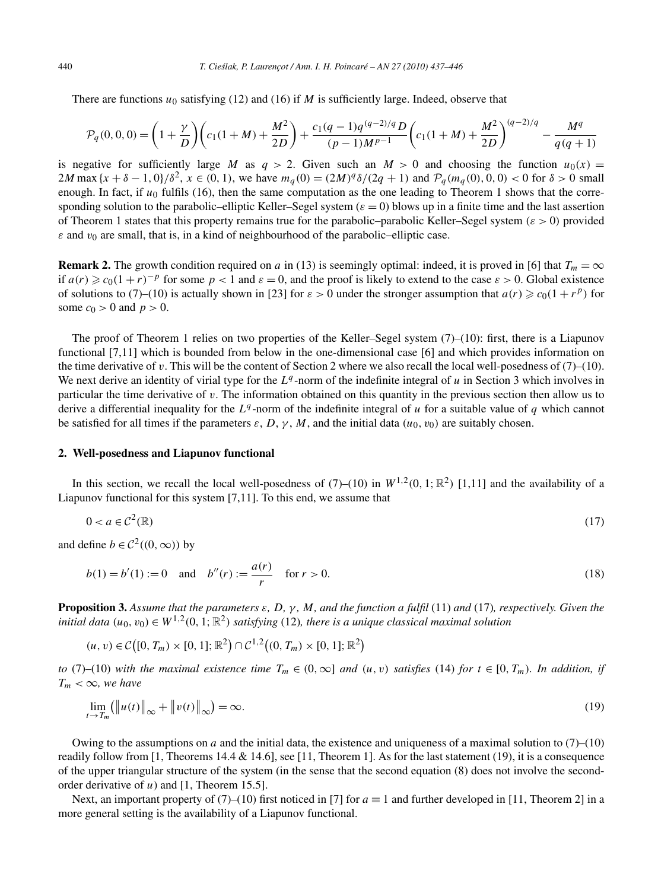There are functions $u_0$ satisfying (12) and (16) if $M$ is sufficiently large. Indeed, observe that

$$\mathcal{P}_q(0,0,0) = \left(1+\frac{\gamma}{D}\right)\left(c_1(1+M)+\frac{M^2}{2D}\right) + \frac{c_1(q-1)q^{(q-2)/q}D}{(p-1)M^{p-1}}\left(c_1(1+M)+\frac{M^2}{2D}\right)^{(q-2)/q} - \frac{M^q}{q(q+1)}$$

is negative for sufficiently large $M$ as $q>2$. Given such an $M>0$ and choosing the function $u_0(x) = 2M\max\{x+\delta-1,0\}/\delta^2$, $x\in(0,1)$, we have $m_q(0) = (2M)^q\delta/(2q+1)$ and $\mathcal{P}_q(m_q(0),0,0)<0$ for $\delta>0$ small enough. In fact, if $u_0$ fulfils (16), then the same computation as the one leading to Theorem 1 shows that the corresponding solution to the parabolic–elliptic Keller–Segel system ($\varepsilon=0$) blows up in a finite time and the last assertion of Theorem 1 states that this property remains true for the parabolic–parabolic Keller–Segel system ($\varepsilon>0$) provided $\varepsilon$ and $v_0$ are small, that is, in a kind of neighbourhood of the parabolic–elliptic case.

**Remark 2.** The growth condition required on $a$ in (13) is seemingly optimal: indeed, it is proved in [6] that $T_m=\infty$ if $a(r)\geqslant c_0(1+r)^{-p}$ for some $p<1$ and $\varepsilon=0$, and the proof is likely to extend to the case $\varepsilon>0$. Global existence of solutions to (7)–(10) is actually shown in [23] for $\varepsilon>0$ under the stronger assumption that $a(r)\geqslant c_0(1+r^p)$ for some $c_0>0$ and $p>0$.

The proof of Theorem 1 relies on two properties of the Keller–Segel system (7)–(10): first, there is a Liapunov functional [7,11] which is bounded from below in the one-dimensional case [6] and which provides information on the time derivative of $v$. This will be the content of Section 2 where we also recall the local well-posedness of (7)–(10). We next derive an identity of virial type for the $L^q$-norm of the indefinite integral of $u$ in Section 3 which involves in particular the time derivative of $v$. The information obtained on this quantity in the previous section then allow us to derive a differential inequality for the $L^q$-norm of the indefinite integral of $u$ for a suitable value of $q$ which cannot be satisfied for all times if the parameters $\varepsilon$, $D$, $\gamma$, $M$, and the initial data $(u_0,v_0)$ are suitably chosen.

## 2. Well-posedness and Liapunov functional

In this section, we recall the local well-posedness of (7)–(10) in $W^{1,2}(0,1;\mathbb{R}^2)$ [1,11] and the availability of a Liapunov functional for this system [7,11]. To this end, we assume that

$$0<a\in\mathcal{C}^2(\mathbb{R}) \tag{17}$$

and define $b\in\mathcal{C}^2((0,\infty))$ by

$$b(1)=b'(1):=0 \quad\text{and}\quad b''(r):=\frac{a(r)}{r}\quad\text{for } r>0. \tag{18}$$

**Proposition 3.** *Assume that the parameters $\varepsilon$, $D$, $\gamma$, $M$, and the function $a$ fulfil* (11) *and* (17)*, respectively. Given the initial data $(u_0,v_0)\in W^{1,2}(0,1;\mathbb{R}^2)$ satisfying* (12)*, there is a unique classical maximal solution*

$$(u,v)\in\mathcal{C}\big([0,T_m)\times[0,1];\mathbb{R}^2\big)\cap\mathcal{C}^{1,2}\big((0,T_m)\times[0,1];\mathbb{R}^2\big)$$

*to* (7)–(10) *with the maximal existence time $T_m\in(0,\infty]$ and $(u,v)$ satisfies* (14) *for $t\in[0,T_m)$. In addition, if $T_m<\infty$, we have*

$$\lim_{t\to T_m}\big(\|u(t)\|_\infty+\|v(t)\|_\infty\big)=\infty. \tag{19}$$

Owing to the assumptions on $a$ and the initial data, the existence and uniqueness of a maximal solution to (7)–(10) readily follow from [1, Theorems 14.4 & 14.6], see [11, Theorem 1]. As for the last statement (19), it is a consequence of the upper triangular structure of the system (in the sense that the second equation (8) does not involve the second-order derivative of $u$) and [1, Theorem 15.5].

Next, an important property of (7)–(10) first noticed in [7] for $a\equiv 1$ and further developed in [11, Theorem 2] in a more general setting is the availability of a Liapunov functional.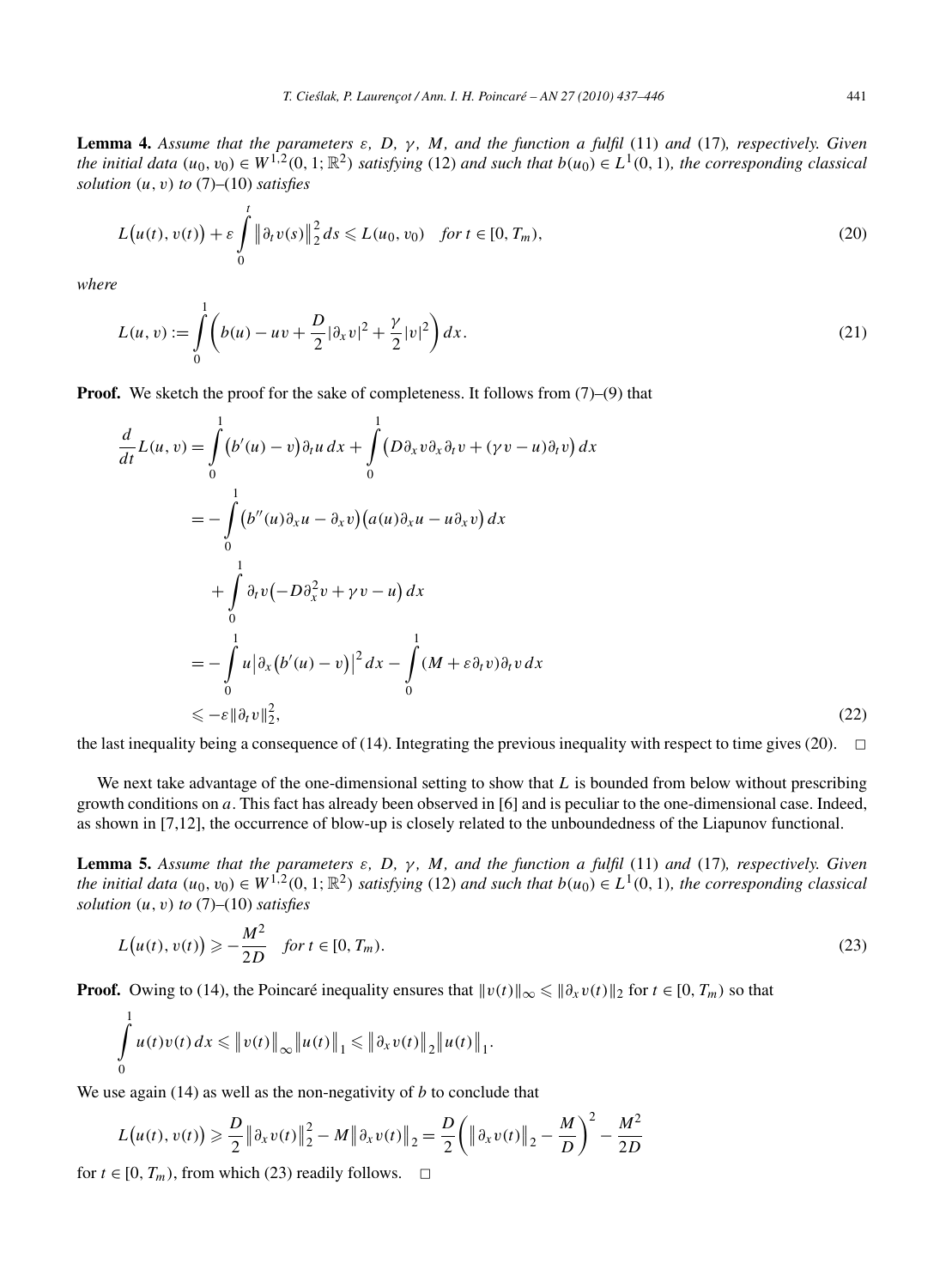**Lemma 4.** *Assume that the parameters $\varepsilon$, $D$, $\gamma$, $M$, and the function $a$ fulfil* (11) *and* (17)*, respectively. Given the initial data $(u_0, v_0) \in W^{1,2}(0,1;\mathbb{R}^2)$ satisfying* (12) *and such that $b(u_0) \in L^1(0,1)$, the corresponding classical solution $(u, v)$ to* (7)–(10) *satisfies*

$$L\big(u(t), v(t)\big) + \varepsilon \int_0^t \big\|\partial_t v(s)\big\|_2^2 \, ds \leqslant L(u_0, v_0) \quad \textit{for } t \in [0, T_m), \tag{20}$$

*where*

$$L(u, v) := \int_0^1 \left( b(u) - uv + \frac{D}{2}|\partial_x v|^2 + \frac{\gamma}{2}|v|^2 \right) dx. \tag{21}$$

**Proof.** We sketch the proof for the sake of completeness. It follows from (7)–(9) that

$$\begin{aligned}
\frac{d}{dt}L(u, v) &= \int_0^1 \big(b'(u) - v\big)\partial_t u \, dx + \int_0^1 \big(D\partial_x v \partial_x \partial_t v + (\gamma v - u)\partial_t v\big)\, dx \\
&= -\int_0^1 \big(b''(u)\partial_x u - \partial_x v\big)\big(a(u)\partial_x u - u\partial_x v\big)\, dx \\
&\quad + \int_0^1 \partial_t v\big(-D\partial_x^2 v + \gamma v - u\big)\, dx \\
&= -\int_0^1 u\big|\partial_x\big(b'(u) - v\big)\big|^2 \, dx - \int_0^1 (M + \varepsilon\partial_t v)\partial_t v \, dx \\
&\leqslant -\varepsilon\|\partial_t v\|_2^2,
\end{aligned} \tag{22}$$

the last inequality being a consequence of (14). Integrating the previous inequality with respect to time gives (20). □

We next take advantage of the one-dimensional setting to show that $L$ is bounded from below without prescribing growth conditions on $a$. This fact has already been observed in [6] and is peculiar to the one-dimensional case. Indeed, as shown in [7,12], the occurrence of blow-up is closely related to the unboundedness of the Liapunov functional.

**Lemma 5.** *Assume that the parameters $\varepsilon$, $D$, $\gamma$, $M$, and the function $a$ fulfil* (11) *and* (17)*, respectively. Given the initial data $(u_0, v_0) \in W^{1,2}(0,1;\mathbb{R}^2)$ satisfying* (12) *and such that $b(u_0) \in L^1(0,1)$, the corresponding classical solution $(u, v)$ to* (7)–(10) *satisfies*

$$L\big(u(t), v(t)\big) \geqslant -\frac{M^2}{2D} \quad \textit{for } t \in [0, T_m). \tag{23}$$

**Proof.** Owing to (14), the Poincaré inequality ensures that $\|v(t)\|_\infty \leqslant \|\partial_x v(t)\|_2$ for $t \in [0, T_m)$ so that

$$\int_0^1 u(t)v(t)\, dx \leqslant \big\|v(t)\big\|_\infty \big\|u(t)\big\|_1 \leqslant \big\|\partial_x v(t)\big\|_2 \big\|u(t)\big\|_1.$$

We use again (14) as well as the non-negativity of $b$ to conclude that

$$L\big(u(t), v(t)\big) \geqslant \frac{D}{2}\big\|\partial_x v(t)\big\|_2^2 - M\big\|\partial_x v(t)\big\|_2 = \frac{D}{2}\left(\big\|\partial_x v(t)\big\|_2 - \frac{M}{D}\right)^2 - \frac{M^2}{2D}$$

for $t \in [0, T_m)$, from which (23) readily follows. □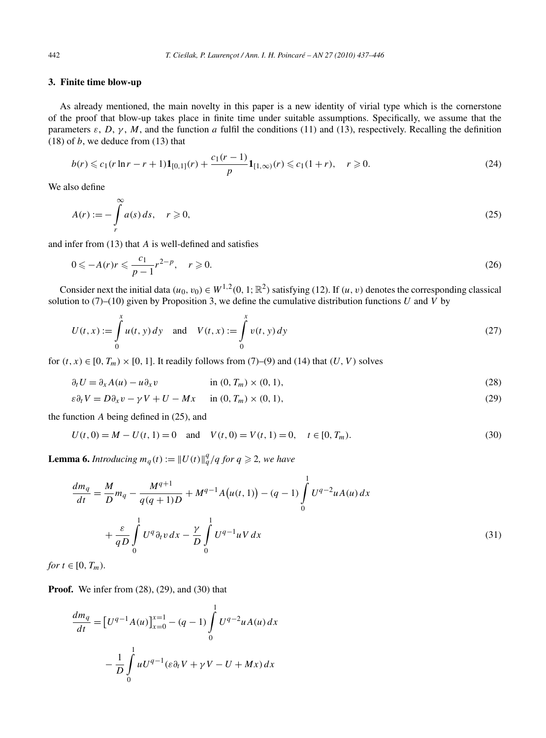## 3. Finite time blow-up

As already mentioned, the main novelty in this paper is a new identity of virial type which is the cornerstone of the proof that blow-up takes place in finite time under suitable assumptions. Specifically, we assume that the parameters $\varepsilon$, $D$, $\gamma$, $M$, and the function $a$ fulfil the conditions (11) and (13), respectively. Recalling the definition (18) of $b$, we deduce from (13) that

$$b(r) \leqslant c_1(r\ln r - r + 1)\mathbf{1}_{[0,1]}(r) + \frac{c_1(r-1)}{p}\mathbf{1}_{[1,\infty)}(r) \leqslant c_1(1+r), \quad r \geqslant 0. \tag{24}$$

We also define

$$A(r) := -\int_r^\infty a(s)\,ds, \quad r \geqslant 0, \tag{25}$$

and infer from (13) that $A$ is well-defined and satisfies

$$0 \leqslant -A(r)r \leqslant \frac{c_1}{p-1}r^{2-p}, \quad r \geqslant 0. \tag{26}$$

Consider next the initial data $(u_0, v_0) \in W^{1,2}(0,1;\mathbb{R}^2)$ satisfying (12). If $(u, v)$ denotes the corresponding classical solution to (7)–(10) given by Proposition 3, we define the cumulative distribution functions $U$ and $V$ by

$$U(t,x) := \int_0^x u(t,y)\,dy \quad \text{and} \quad V(t,x) := \int_0^x v(t,y)\,dy \tag{27}$$

for $(t,x) \in [0,T_m) \times [0,1]$. It readily follows from (7)–(9) and (14) that $(U, V)$ solves

$$\partial_t U = \partial_x A(u) - u\partial_x v \qquad \text{in } (0,T_m)\times(0,1), \tag{28}$$

$$\varepsilon\partial_t V = D\partial_x v - \gamma V + U - Mx \qquad \text{in } (0,T_m)\times(0,1), \tag{29}$$

the function $A$ being defined in (25), and

$$U(t,0) = M - U(t,1) = 0 \quad \text{and} \quad V(t,0) = V(t,1) = 0, \quad t \in [0,T_m). \tag{30}$$

**Lemma 6.** *Introducing $m_q(t) := \|U(t)\|_q^q/q$ for $q \geqslant 2$, we have*

$$\frac{dm_q}{dt} = \frac{M}{D}m_q - \frac{M^{q+1}}{q(q+1)D} + M^{q-1}A\big(u(t,1)\big) - (q-1)\int_0^1 U^{q-2}uA(u)\,dx + \frac{\varepsilon}{qD}\int_0^1 U^q\partial_t v\,dx - \frac{\gamma}{D}\int_0^1 U^{q-1}uV\,dx \tag{31}$$

*for $t \in [0,T_m)$.*

**Proof.** We infer from (28), (29), and (30) that

$$\frac{dm_q}{dt} = \big[U^{q-1}A(u)\big]_{x=0}^{x=1} - (q-1)\int_0^1 U^{q-2}uA(u)\,dx - \frac{1}{D}\int_0^1 uU^{q-1}(\varepsilon\partial_t V + \gamma V - U + Mx)\,dx$$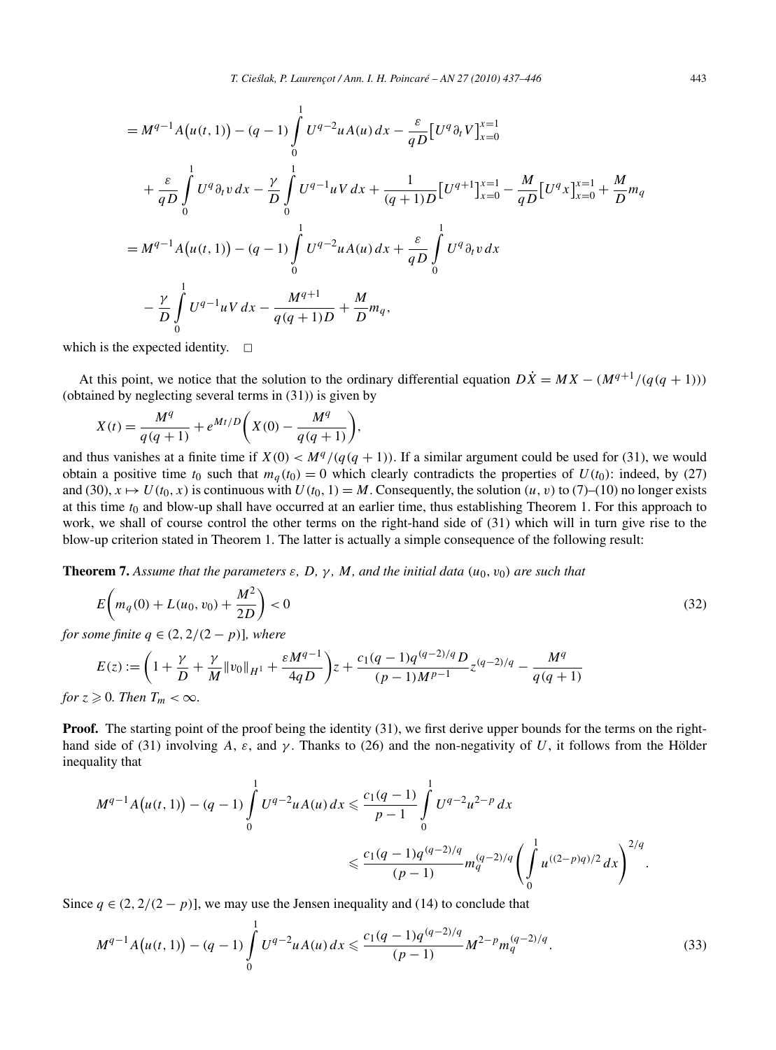$$
\begin{aligned}
&= M^{q-1}A\big(u(t,1)\big) - (q-1)\int_0^1 U^{q-2}uA(u)\,dx - \frac{\varepsilon}{qD}\big[U^q\partial_t V\big]_{x=0}^{x=1} \\
&\quad + \frac{\varepsilon}{qD}\int_0^1 U^q\partial_t v\,dx - \frac{\gamma}{D}\int_0^1 U^{q-1}uV\,dx + \frac{1}{(q+1)D}\big[U^{q+1}\big]_{x=0}^{x=1} - \frac{M}{qD}\big[U^q x\big]_{x=0}^{x=1} + \frac{M}{D}m_q \\
&= M^{q-1}A\big(u(t,1)\big) - (q-1)\int_0^1 U^{q-2}uA(u)\,dx + \frac{\varepsilon}{qD}\int_0^1 U^q\partial_t v\,dx \\
&\quad - \frac{\gamma}{D}\int_0^1 U^{q-1}uV\,dx - \frac{M^{q+1}}{q(q+1)D} + \frac{M}{D}m_q,
\end{aligned}
$$

which is the expected identity. $\square$

At this point, we notice that the solution to the ordinary differential equation $D\dot{X} = MX - (M^{q+1}/(q(q+1)))$ (obtained by neglecting several terms in (31)) is given by

$$
X(t) = \frac{M^q}{q(q+1)} + e^{Mt/D}\left(X(0) - \frac{M^q}{q(q+1)}\right),
$$

and thus vanishes at a finite time if $X(0) < M^q/(q(q+1))$. If a similar argument could be used for (31), we would obtain a positive time $t_0$ such that $m_q(t_0) = 0$ which clearly contradicts the properties of $U(t_0)$: indeed, by (27) and (30), $x \mapsto U(t_0, x)$ is continuous with $U(t_0, 1) = M$. Consequently, the solution $(u, v)$ to (7)–(10) no longer exists at this time $t_0$ and blow-up shall have occurred at an earlier time, thus establishing Theorem 1. For this approach to work, we shall of course control the other terms on the right-hand side of (31) which will in turn give rise to the blow-up criterion stated in Theorem 1. The latter is actually a simple consequence of the following result:

**Theorem 7.** *Assume that the parameters $\varepsilon$, $D$, $\gamma$, $M$, and the initial data $(u_0, v_0)$ are such that*

$$
E\left(m_q(0) + L(u_0, v_0) + \frac{M^2}{2D}\right) < 0 \tag{32}
$$

*for some finite $q \in (2, 2/(2-p)]$, where*

$$
E(z) := \left(1 + \frac{\gamma}{D} + \frac{\gamma}{M}\|v_0\|_{H^1} + \frac{\varepsilon M^{q-1}}{4qD}\right)z + \frac{c_1(q-1)q^{(q-2)/q}D}{(p-1)M^{p-1}}z^{(q-2)/q} - \frac{M^q}{q(q+1)}
$$

*for $z \geqslant 0$. Then $T_m < \infty$.*

**Proof.** The starting point of the proof being the identity (31), we first derive upper bounds for the terms on the right-hand side of (31) involving $A$, $\varepsilon$, and $\gamma$. Thanks to (26) and the non-negativity of $U$, it follows from the Hölder inequality that

$$
\begin{aligned}
M^{q-1}A\big(u(t,1)\big) - (q-1)\int_0^1 U^{q-2}uA(u)\,dx &\leqslant \frac{c_1(q-1)}{p-1}\int_0^1 U^{q-2}u^{2-p}\,dx \\
&\leqslant \frac{c_1(q-1)q^{(q-2)/q}}{(p-1)}m_q^{(q-2)/q}\left(\int_0^1 u^{((2-p)q)/2}\,dx\right)^{2/q}.
\end{aligned}
$$

Since $q \in (2, 2/(2-p)]$, we may use the Jensen inequality and (14) to conclude that

$$
M^{q-1}A\big(u(t,1)\big) - (q-1)\int_0^1 U^{q-2}uA(u)\,dx \leqslant \frac{c_1(q-1)q^{(q-2)/q}}{(p-1)}M^{2-p}m_q^{(q-2)/q}. \tag{33}
$$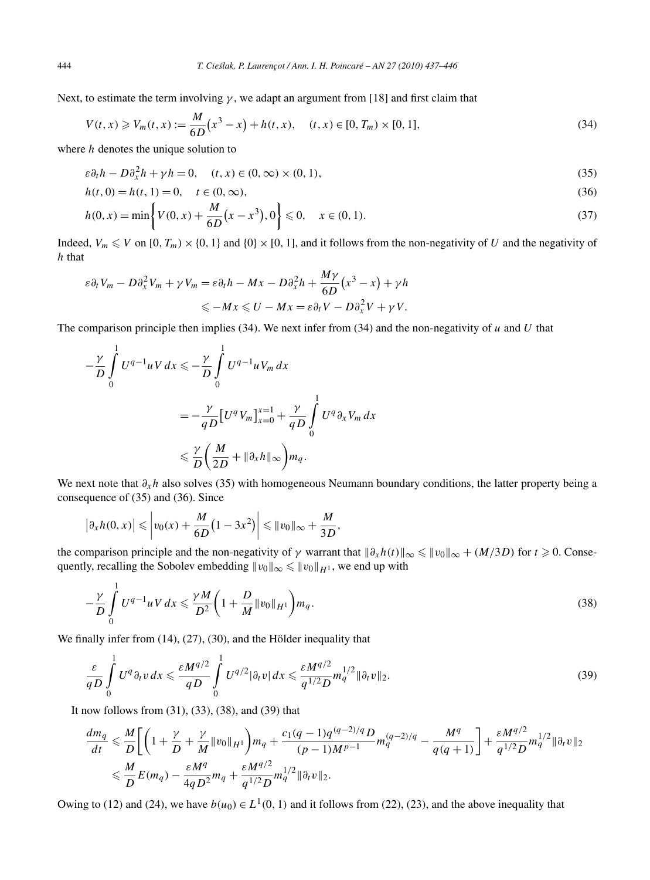Next, to estimate the term involving $\gamma$, we adapt an argument from [18] and first claim that

$$V(t,x) \geqslant V_m(t,x) := \frac{M}{6D}\big(x^3 - x\big) + h(t,x), \quad (t,x) \in [0,T_m) \times [0,1], \tag{34}$$

where $h$ denotes the unique solution to

$$\varepsilon \partial_t h - D\partial_x^2 h + \gamma h = 0, \quad (t,x) \in (0,\infty) \times (0,1), \tag{35}$$

$$h(t,0) = h(t,1) = 0, \quad t \in (0,\infty), \tag{36}$$

$$h(0,x) = \min\left\{ V(0,x) + \frac{M}{6D}\big(x - x^3\big), 0 \right\} \leqslant 0, \quad x \in (0,1). \tag{37}$$

Indeed, $V_m \leqslant V$ on $[0,T_m) \times \{0,1\}$ and $\{0\} \times [0,1]$, and it follows from the non-negativity of $U$ and the negativity of $h$ that

$$\begin{aligned}
\varepsilon \partial_t V_m - D\partial_x^2 V_m + \gamma V_m &= \varepsilon \partial_t h - Mx - D\partial_x^2 h + \frac{M\gamma}{6D}\big(x^3 - x\big) + \gamma h \\
&\leqslant -Mx \leqslant U - Mx = \varepsilon \partial_t V - D\partial_x^2 V + \gamma V.
\end{aligned}$$

The comparison principle then implies (34). We next infer from (34) and the non-negativity of $u$ and $U$ that

$$\begin{aligned}
-\frac{\gamma}{D}\int_0^1 U^{q-1} u V\,dx &\leqslant -\frac{\gamma}{D}\int_0^1 U^{q-1} u V_m\,dx \\
&= -\frac{\gamma}{qD}\big[U^q V_m\big]_{x=0}^{x=1} + \frac{\gamma}{qD}\int_0^1 U^q \partial_x V_m\,dx \\
&\leqslant \frac{\gamma}{D}\left(\frac{M}{2D} + \|\partial_x h\|_\infty\right) m_q.
\end{aligned}$$

We next note that $\partial_x h$ also solves (35) with homogeneous Neumann boundary conditions, the latter property being a consequence of (35) and (36). Since

$$\big|\partial_x h(0,x)\big| \leqslant \left| v_0(x) + \frac{M}{6D}\big(1 - 3x^2\big)\right| \leqslant \|v_0\|_\infty + \frac{M}{3D},$$

the comparison principle and the non-negativity of $\gamma$ warrant that $\|\partial_x h(t)\|_\infty \leqslant \|v_0\|_\infty + (M/3D)$ for $t \geqslant 0$. Consequently, recalling the Sobolev embedding $\|v_0\|_\infty \leqslant \|v_0\|_{H^1}$, we end up with

$$-\frac{\gamma}{D}\int_0^1 U^{q-1} u V\,dx \leqslant \frac{\gamma M}{D^2}\left(1 + \frac{D}{M}\|v_0\|_{H^1}\right) m_q. \tag{38}$$

We finally infer from (14), (27), (30), and the Hölder inequality that

$$\frac{\varepsilon}{qD}\int_0^1 U^q \partial_t v\,dx \leqslant \frac{\varepsilon M^{q/2}}{qD}\int_0^1 U^{q/2}|\partial_t v|\,dx \leqslant \frac{\varepsilon M^{q/2}}{q^{1/2}D} m_q^{1/2}\|\partial_t v\|_2. \tag{39}$$

It now follows from (31), (33), (38), and (39) that

$$\begin{aligned}
\frac{dm_q}{dt} &\leqslant \frac{M}{D}\left[\left(1 + \frac{\gamma}{D} + \frac{\gamma}{M}\|v_0\|_{H^1}\right) m_q + \frac{c_1(q-1)q^{(q-2)/q} D}{(p-1)M^{p-1}} m_q^{(q-2)/q} - \frac{M^q}{q(q+1)}\right] + \frac{\varepsilon M^{q/2}}{q^{1/2}D} m_q^{1/2}\|\partial_t v\|_2 \\
&\leqslant \frac{M}{D} E(m_q) - \frac{\varepsilon M^q}{4qD^2} m_q + \frac{\varepsilon M^{q/2}}{q^{1/2}D} m_q^{1/2}\|\partial_t v\|_2.
\end{aligned}$$

Owing to (12) and (24), we have $b(u_0) \in L^1(0,1)$ and it follows from (22), (23), and the above inequality that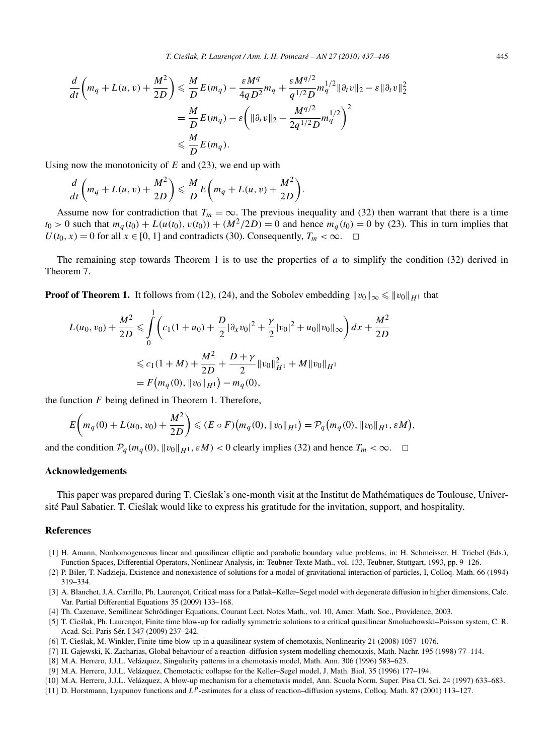$$
\begin{aligned}
\frac{d}{dt}\left(m_q + L(u,v) + \frac{M^2}{2D}\right) &\leqslant \frac{M}{D}E(m_q) - \frac{\varepsilon M^q}{4qD^2}m_q + \frac{\varepsilon M^{q/2}}{q^{1/2}D}m_q^{1/2}\|\partial_t v\|_2 - \varepsilon\|\partial_t v\|_2^2 \\
&= \frac{M}{D}E(m_q) - \varepsilon\left(\|\partial_t v\|_2 - \frac{M^{q/2}}{2q^{1/2}D}m_q^{1/2}\right)^2 \\
&\leqslant \frac{M}{D}E(m_q).
\end{aligned}
$$

Using now the monotonicity of $E$ and (23), we end up with

$$
\frac{d}{dt}\left(m_q + L(u,v) + \frac{M^2}{2D}\right) \leqslant \frac{M}{D}E\left(m_q + L(u,v) + \frac{M^2}{2D}\right).
$$

Assume now for contradiction that $T_m = \infty$. The previous inequality and (32) then warrant that there is a time $t_0 > 0$ such that $m_q(t_0) + L(u(t_0), v(t_0)) + (M^2/2D) = 0$ and hence $m_q(t_0) = 0$ by (23). This in turn implies that $U(t_0, x) = 0$ for all $x \in [0,1]$ and contradicts (30). Consequently, $T_m < \infty$. $\square$

The remaining step towards Theorem 1 is to use the properties of $a$ to simplify the condition (32) derived in Theorem 7.

**Proof of Theorem 1.** It follows from (12), (24), and the Sobolev embedding $\|v_0\|_\infty \leqslant \|v_0\|_{H^1}$ that

$$
\begin{aligned}
L(u_0, v_0) + \frac{M^2}{2D} &\leqslant \int_0^1 \left(c_1(1+u_0) + \frac{D}{2}|\partial_x v_0|^2 + \frac{\gamma}{2}|v_0|^2 + u_0\|v_0\|_\infty\right)dx + \frac{M^2}{2D} \\
&\leqslant c_1(1+M) + \frac{M^2}{2D} + \frac{D+\gamma}{2}\|v_0\|_{H^1}^2 + M\|v_0\|_{H^1} \\
&= F\big(m_q(0), \|v_0\|_{H^1}\big) - m_q(0),
\end{aligned}
$$

the function $F$ being defined in Theorem 1. Therefore,

$$
E\left(m_q(0) + L(u_0, v_0) + \frac{M^2}{2D}\right) \leqslant (E \circ F)\big(m_q(0), \|v_0\|_{H^1}\big) = \mathcal{P}_q\big(m_q(0), \|v_0\|_{H^1}, \varepsilon M\big),
$$

and the condition $\mathcal{P}_q(m_q(0), \|v_0\|_{H^1}, \varepsilon M) < 0$ clearly implies (32) and hence $T_m < \infty$. $\square$

## Acknowledgements

This paper was prepared during T. Cieślak's one-month visit at the Institut de Mathématiques de Toulouse, Université Paul Sabatier. T. Cieślak would like to express his gratitude for the invitation, support, and hospitality.

## References

[1] H. Amann, Nonhomogeneous linear and quasilinear elliptic and parabolic boundary value problems, in: H. Schmeisser, H. Triebel (Eds.), Function Spaces, Differential Operators, Nonlinear Analysis, in: Teubner-Texte Math., vol. 133, Teubner, Stuttgart, 1993, pp. 9–126.

[2] P. Biler, T. Nadzieja, Existence and nonexistence of solutions for a model of gravitational interaction of particles, I, Colloq. Math. 66 (1994) 319–334.

[3] A. Blanchet, J.A. Carrillo, Ph. Laurençot, Critical mass for a Patlak–Keller–Segel model with degenerate diffusion in higher dimensions, Calc. Var. Partial Differential Equations 35 (2009) 133–168.

[4] Th. Cazenave, Semilinear Schrödinger Equations, Courant Lect. Notes Math., vol. 10, Amer. Math. Soc., Providence, 2003.

[5] T. Cieślak, Ph. Laurençot, Finite time blow-up for radially symmetric solutions to a critical quasilinear Smoluchowski–Poisson system, C. R. Acad. Sci. Paris Sér. I 347 (2009) 237–242.

[6] T. Cieślak, M. Winkler, Finite-time blow-up in a quasilinear system of chemotaxis, Nonlinearity 21 (2008) 1057–1076.

[7] H. Gajewski, K. Zacharias, Global behaviour of a reaction–diffusion system modelling chemotaxis, Math. Nachr. 195 (1998) 77–114.

[8] M.A. Herrero, J.J.L. Velázquez, Singularity patterns in a chemotaxis model, Math. Ann. 306 (1996) 583–623.

[9] M.A. Herrero, J.J.L. Velázquez, Chemotactic collapse for the Keller–Segel model, J. Math. Biol. 35 (1996) 177–194.

[10] M.A. Herrero, J.J.L. Velázquez, A blow-up mechanism for a chemotaxis model, Ann. Scuola Norm. Super. Pisa Cl. Sci. 24 (1997) 633–683.

[11] D. Horstmann, Lyapunov functions and $L^p$-estimates for a class of reaction–diffusion systems, Colloq. Math. 87 (2001) 113–127.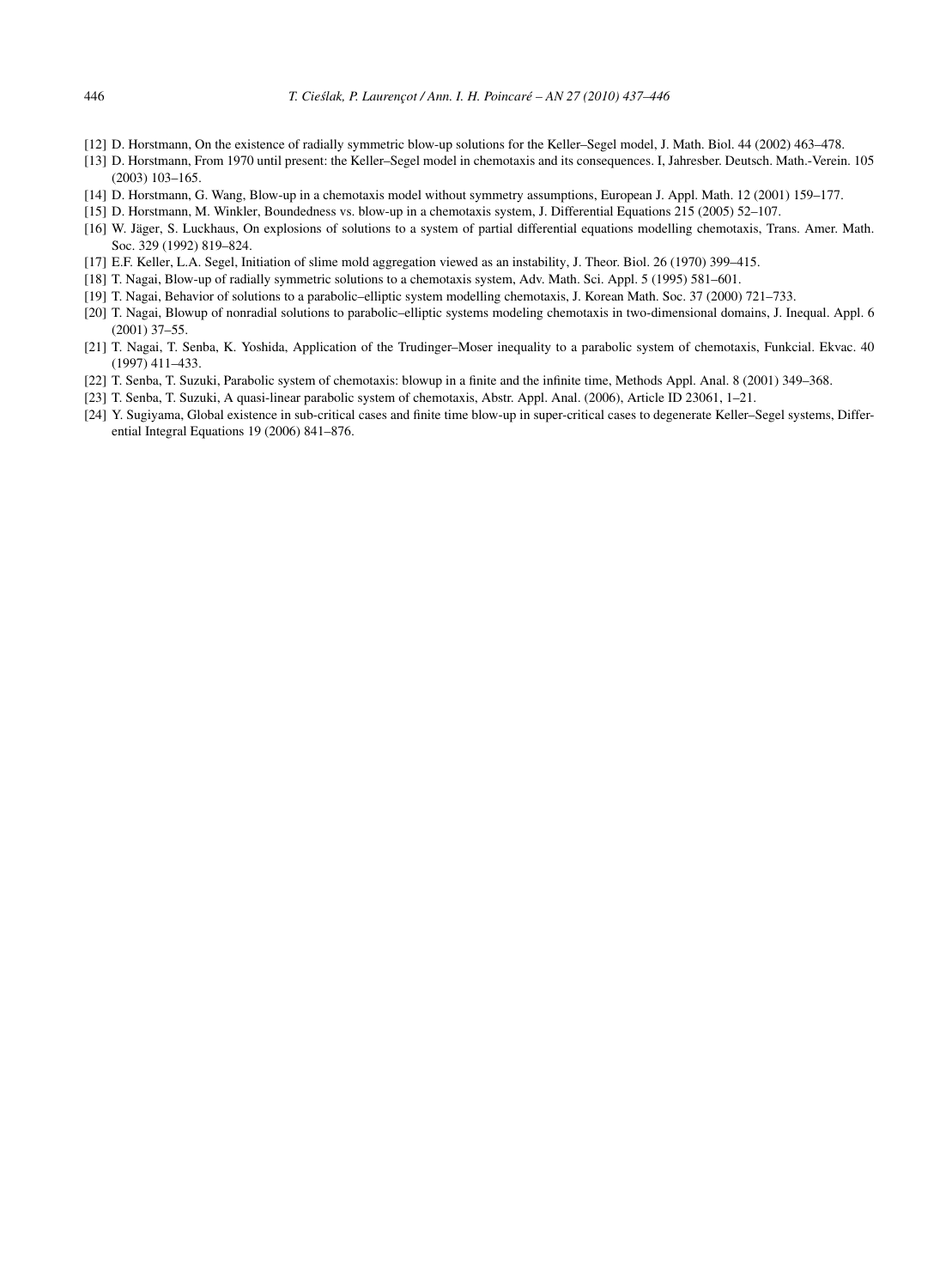[12] D. Horstmann, On the existence of radially symmetric blow-up solutions for the Keller–Segel model, J. Math. Biol. 44 (2002) 463–478.

[13] D. Horstmann, From 1970 until present: the Keller–Segel model in chemotaxis and its consequences. I, Jahresber. Deutsch. Math.-Verein. 105 (2003) 103–165.

[14] D. Horstmann, G. Wang, Blow-up in a chemotaxis model without symmetry assumptions, European J. Appl. Math. 12 (2001) 159–177.

[15] D. Horstmann, M. Winkler, Boundedness vs. blow-up in a chemotaxis system, J. Differential Equations 215 (2005) 52–107.

[16] W. Jäger, S. Luckhaus, On explosions of solutions to a system of partial differential equations modelling chemotaxis, Trans. Amer. Math. Soc. 329 (1992) 819–824.

[17] E.F. Keller, L.A. Segel, Initiation of slime mold aggregation viewed as an instability, J. Theor. Biol. 26 (1970) 399–415.

[18] T. Nagai, Blow-up of radially symmetric solutions to a chemotaxis system, Adv. Math. Sci. Appl. 5 (1995) 581–601.

[19] T. Nagai, Behavior of solutions to a parabolic–elliptic system modelling chemotaxis, J. Korean Math. Soc. 37 (2000) 721–733.

[20] T. Nagai, Blowup of nonradial solutions to parabolic–elliptic systems modeling chemotaxis in two-dimensional domains, J. Inequal. Appl. 6 (2001) 37–55.

[21] T. Nagai, T. Senba, K. Yoshida, Application of the Trudinger–Moser inequality to a parabolic system of chemotaxis, Funkcial. Ekvac. 40 (1997) 411–433.

[22] T. Senba, T. Suzuki, Parabolic system of chemotaxis: blowup in a finite and the infinite time, Methods Appl. Anal. 8 (2001) 349–368.

[23] T. Senba, T. Suzuki, A quasi-linear parabolic system of chemotaxis, Abstr. Appl. Anal. (2006), Article ID 23061, 1–21.

[24] Y. Sugiyama, Global existence in sub-critical cases and finite time blow-up in super-critical cases to degenerate Keller–Segel systems, Differential Integral Equations 19 (2006) 841–876.